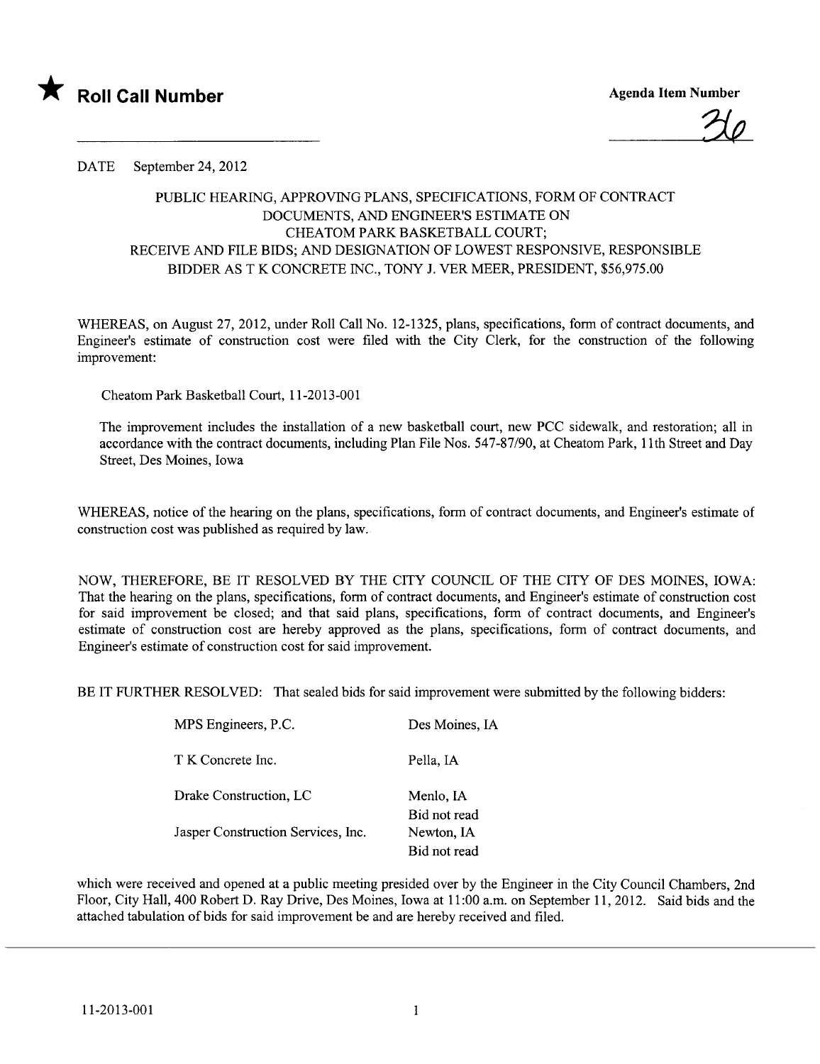★ **Roll Call Number**

Agenda Item Number

36

DATE September 24, 2012

PUBLIC HEARING, APPROVING PLANS, SPECIFICATIONS, FORM OF CONTRACT DOCUMENTS, AND ENGINEER'S ESTIMATE ON CHEATOM PARK BASKETBALL COURT; RECEIVE AND FILE BIDS; AND DESIGNATION OF LOWEST RESPONSIVE, RESPONSIBLE BIDDER AS T K CONCRETE INC., TONY J. VER MEER, PRESIDENT, $56,975.00

WHEREAS, on August 27, 2012, under Roll Call No. 12-1325, plans, specifications, form of contract documents, and Engineer's estimate of construction cost were filed with the City Clerk, for the construction of the following improvement:

Cheatom Park Basketball Court, 11-2013-001

The improvement includes the installation of a new basketball court, new PCC sidewalk, and restoration; all in accordance with the contract documents, including Plan File Nos. 547-87/90, at Cheatom Park, 11th Street and Day Street, Des Moines, Iowa

WHEREAS, notice of the hearing on the plans, specifications, form of contract documents, and Engineer's estimate of construction cost was published as required by law.

NOW, THEREFORE, BE IT RESOLVED BY THE CITY COUNCIL OF THE CITY OF DES MOINES, IOWA: That the hearing on the plans, specifications, form of contract documents, and Engineer's estimate of construction cost for said improvement be closed; and that said plans, specifications, form of contract documents, and Engineer's estimate of construction cost are hereby approved as the plans, specifications, form of contract documents, and Engineer's estimate of construction cost for said improvement.

BE IT FURTHER RESOLVED: That sealed bids for said improvement were submitted by the following bidders:

| | |
|---|---|
| MPS Engineers, P.C. | Des Moines, IA |
| T K Concrete Inc. | Pella, IA |
| Drake Construction, LC | Menlo, IA<br>Bid not read |
| Jasper Construction Services, Inc. | Newton, IA<br>Bid not read |

which were received and opened at a public meeting presided over by the Engineer in the City Council Chambers, 2nd Floor, City Hall, 400 Robert D. Ray Drive, Des Moines, Iowa at 11:00 a.m. on September 11, 2012. Said bids and the attached tabulation of bids for said improvement be and are hereby received and filed.

11-2013-001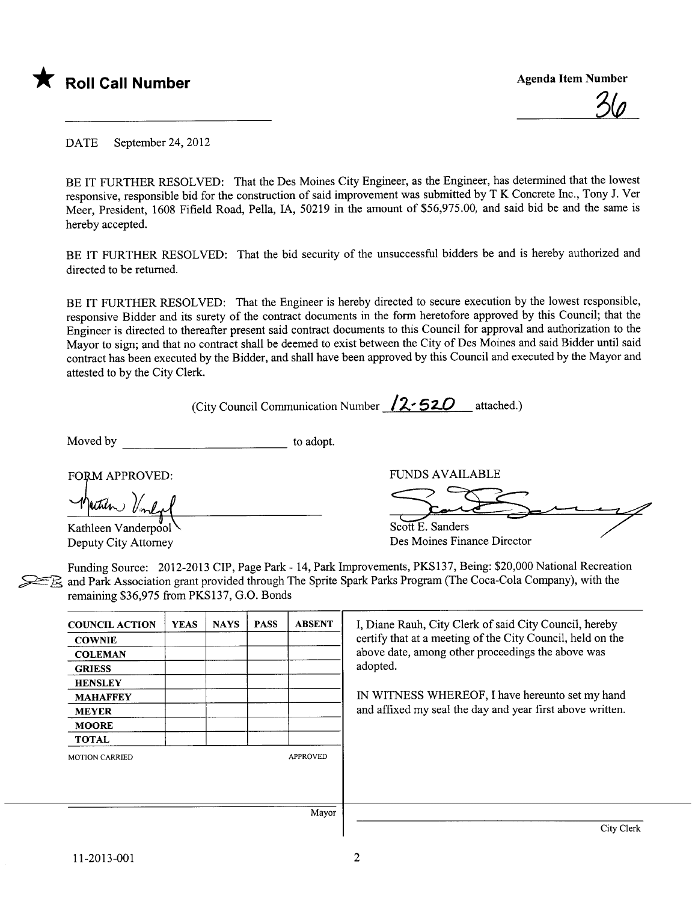★ **Roll Call Number**

**Agenda Item Number**

36

DATE September 24, 2012

BE IT FURTHER RESOLVED: That the Des Moines City Engineer, as the Engineer, has determined that the lowest responsive, responsible bid for the construction of said improvement was submitted by T K Concrete Inc., Tony J. Ver Meer, President, 1608 Fifield Road, Pella, IA, 50219 in the amount of $56,975.00, and said bid be and the same is hereby accepted.

BE IT FURTHER RESOLVED: That the bid security of the unsuccessful bidders be and is hereby authorized and directed to be returned.

BE IT FURTHER RESOLVED: That the Engineer is hereby directed to secure execution by the lowest responsible, responsive Bidder and its surety of the contract documents in the form heretofore approved by this Council; that the Engineer is directed to thereafter present said contract documents to this Council for approval and authorization to the Mayor to sign; and that no contract shall be deemed to exist between the City of Des Moines and said Bidder until said contract has been executed by the Bidder, and shall have been approved by this Council and executed by the Mayor and attested to by the City Clerk.

(City Council Communication Number 12-520 attached.)

Moved by ________________________ to adopt.

FORM APPROVED:

Kathleen Vanderpool
Deputy City Attorney

FUNDS AVAILABLE

Scott E. Sanders
Des Moines Finance Director

Funding Source: 2012-2013 CIP, Page Park - 14, Park Improvements, PKS137, Being: $20,000 National Recreation and Park Association grant provided through The Sprite Spark Parks Program (The Coca-Cola Company), with the remaining $36,975 from PKS137, G.O. Bonds

| COUNCIL ACTION | YEAS | NAYS | PASS | ABSENT |
|---|---|---|---|---|
| COWNIE | | | | |
| COLEMAN | | | | |
| GRIESS | | | | |
| HENSLEY | | | | |
| MAHAFFEY | | | | |
| MEYER | | | | |
| MOORE | | | | |
| TOTAL | | | | |

MOTION CARRIED APPROVED

Mayor

I, Diane Rauh, City Clerk of said City Council, hereby certify that at a meeting of the City Council, held on the above date, among other proceedings the above was adopted.

IN WITNESS WHEREOF, I have hereunto set my hand and affixed my seal the day and year first above written.

City Clerk

11-2013-001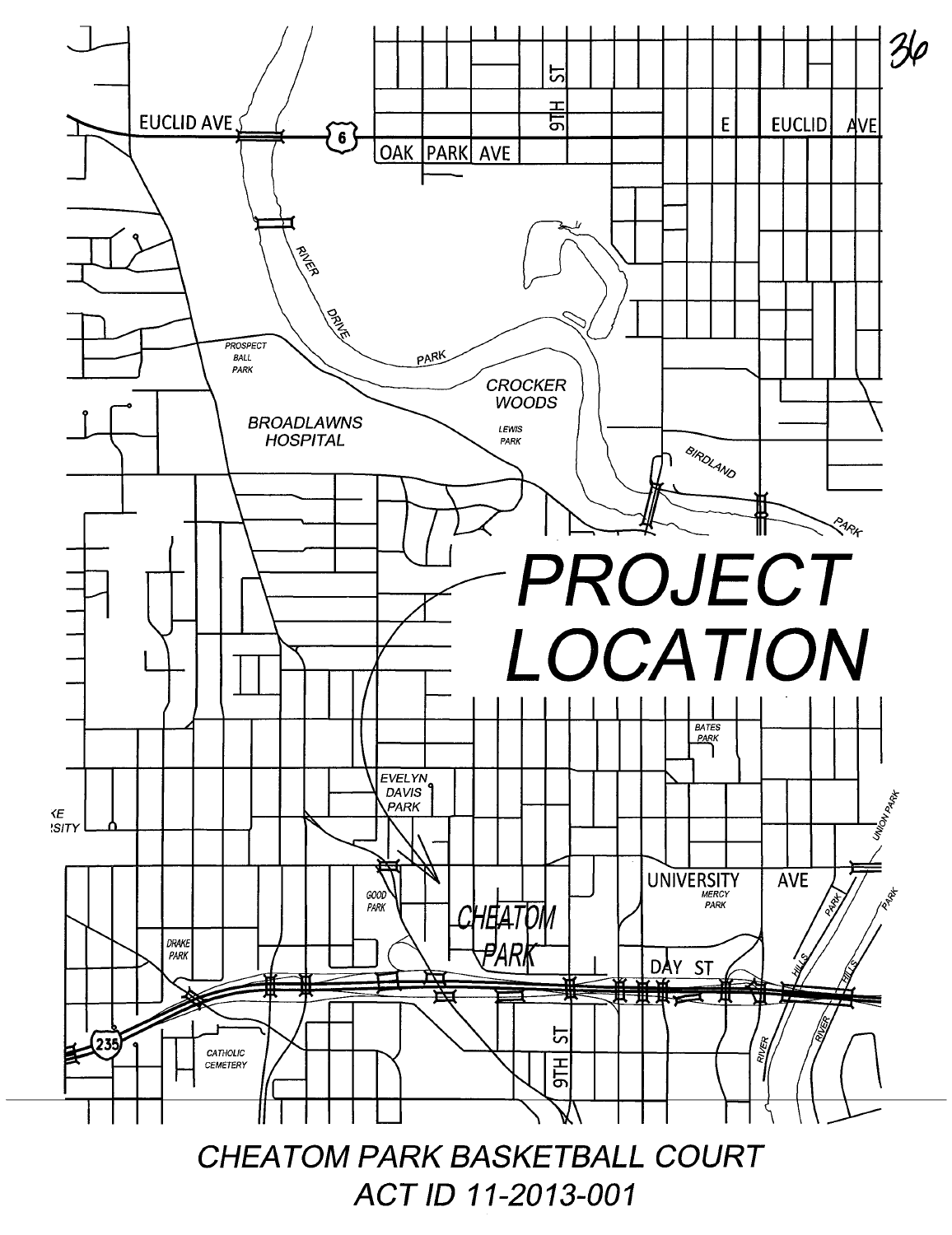PROJECT LOCATION

CHEATOM PARK BASKETBALL COURT
ACT ID 11-2013-001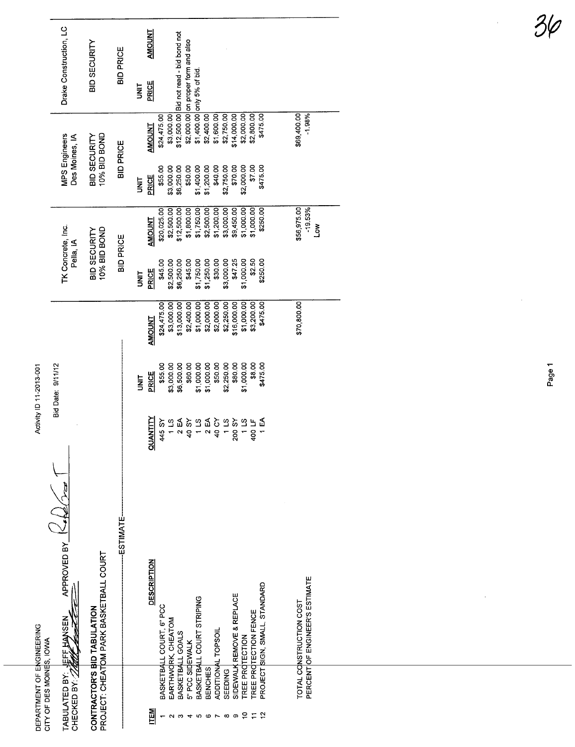DEPARTMENT OF ENGINEERING
CITY OF DES MOINES, IOWA

Activity ID 11-2013-001

TABULATED BY: JEFF HANSEN APPROVED BY: [signature]
CHECKED BY: [signature]

Bid Date: 9/11/12

**CONTRACTOR'S BID TABULATION**
**PROJECT: CHEATOM PARK BASKETBALL COURT**

| | | ESTIMATE | | | TK Concrete, Inc. Pella, IA | | MPS Engineers Des Moines, IA | | Drake Construction, LC | |
|---|---|---|---|---|---|---|---|---|---|---|
| | | | | | BID SECURITY 10% BID BOND | | BID SECURITY 10% BID BOND | | BID SECURITY | |
| | | | | | BID PRICE | | BID PRICE | | BID PRICE | |
| **ITEM** | **DESCRIPTION** | **QUANTITY** | **UNIT PRICE** | **AMOUNT** | **UNIT PRICE** | **AMOUNT** | **UNIT PRICE** | **AMOUNT** | **UNIT PRICE** | **AMOUNT** |
| 1 | BASKETBALL COURT, 6" PCC | 445 SY | $55.00 | $24,475.00 | $45.00 | $20,025.00 | $55.00 | $24,475.00 | Bid not read - bid bond not on proper form and also only 5% of bid. | |
| 2 | EARTHWORK, CHEATOM | 1 LS | $3,000.00 | $3,000.00 | $2,500.00 | $2,500.00 | $3,000.00 | $3,000.00 | | |
| 3 | BASKETBALL GOALS | 2 EA | $6,500.00 | $13,000.00 | $6,250.00 | $12,500.00 | $6,250.00 | $12,500.00 | | |
| 4 | 5" PCC SIDEWALK | 40 SY | $60.00 | $2,400.00 | $45.00 | $1,800.00 | $50.00 | $2,000.00 | | |
| 5 | BASKETBALL COURT STRIPING | 1 LS | $1,000.00 | $1,000.00 | $1,750.00 | $1,750.00 | $1,400.00 | $1,400.00 | | |
| 6 | BENCHES | 2 EA | $1,000.00 | $2,000.00 | $1,250.00 | $2,500.00 | $1,200.00 | $2,400.00 | | |
| 7 | ADDITIONAL TOPSOIL | 40 CY | $50.00 | $2,000.00 | $30.00 | $1,200.00 | $40.00 | $1,600.00 | | |
| 8 | SEEDING | 1 LS | $2,250.00 | $2,250.00 | $3,000.00 | $3,000.00 | $2,750.00 | $2,750.00 | | |
| 9 | SIDEWALK REMOVE & REPLACE | 200 SY | $80.00 | $16,000.00 | $47.25 | $9,450.00 | $70.00 | $14,000.00 | | |
| 10 | TREE PROTECTION | 1 LS | $1,000.00 | $1,000.00 | $1,000.00 | $1,000.00 | $2,000.00 | $2,000.00 | | |
| 11 | TREE PROTECTION FENCE | 400 LF | $8.00 | $3,200.00 | $2.50 | $1,000.00 | $7.00 | $2,800.00 | | |
| 12 | PROJECT SIGN, SMALL, STANDARD | 1 EA | $475.00 | $475.00 | $250.00 | $250.00 | $475.00 | $475.00 | | |
| | TOTAL CONSTRUCTION COST | | | $70,800.00 | | $56,975.00 | | $69,400.00 | | |
| | PERCENT OF ENGINEER'S ESTIMATE | | | | | -19.53% | | -1.98% | | |
| | | | | | | Low | | | | |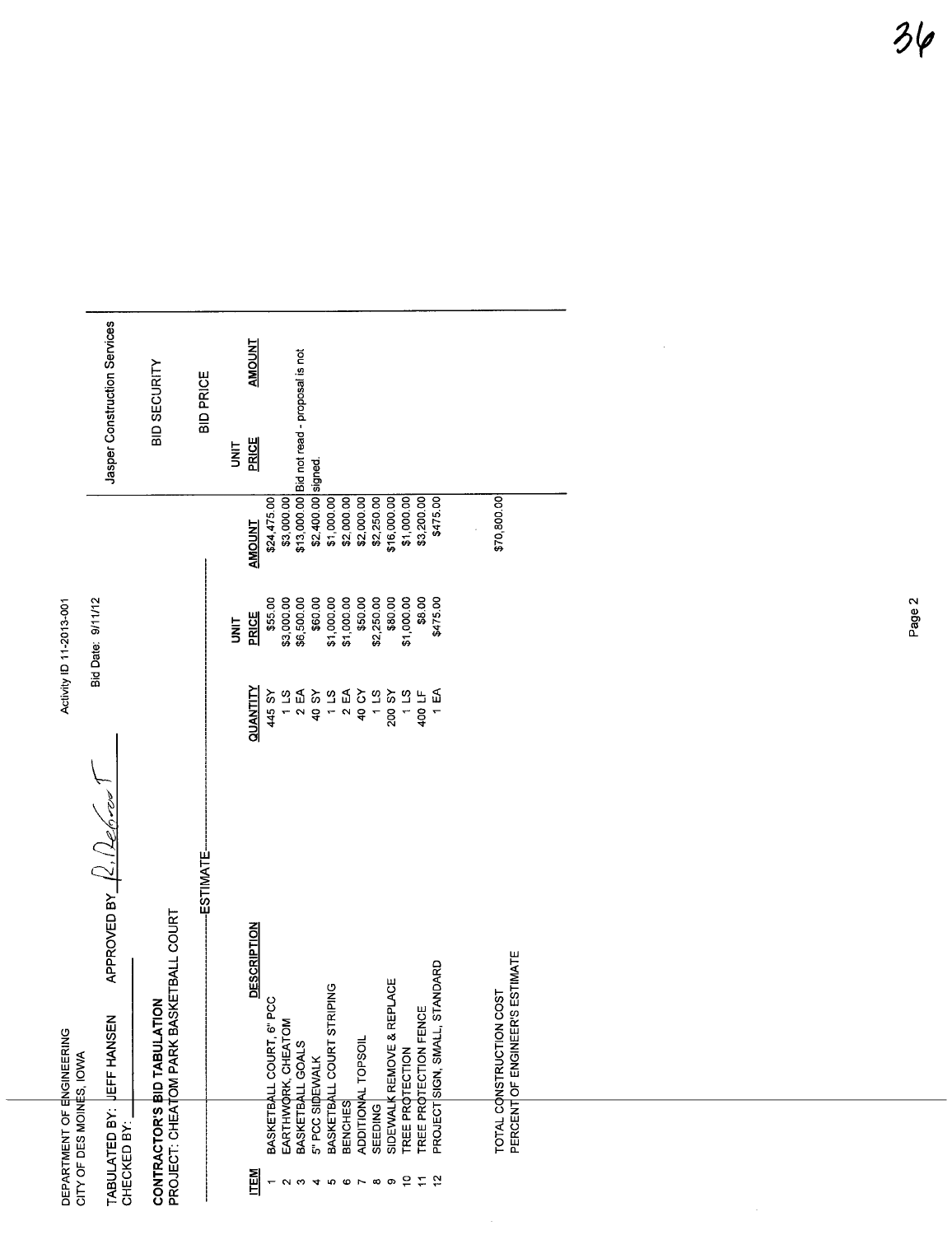DEPARTMENT OF ENGINEERING
CITY OF DES MOINES, IOWA

Activity ID 11-2013-001

TABULATED BY: JEFF HANSEN APPROVED BY R. Leforet
CHECKED BY: ______

Bid Date: 9/11/12

**CONTRACTOR'S BID TABULATION**
**PROJECT: CHEATOM PARK BASKETBALL COURT**

| ITEM | DESCRIPTION | QUANTITY | ESTIMATE UNIT PRICE | ESTIMATE AMOUNT | Jasper Construction Services BID SECURITY BID PRICE UNIT PRICE | AMOUNT |
|---|---|---|---|---|---|---|
| 1 | BASKETBALL COURT, 6" PCC | 445 SY | $55.00 | $24,475.00 | Bid not read - proposal is not signed. | |
| 2 | EARTHWORK, CHEATOM | 1 LS | $3,000.00 | $3,000.00 | | |
| 3 | BASKETBALL GOALS | 2 EA | $6,500.00 | $13,000.00 | | |
| 4 | 5" PCC SIDEWALK | 40 SY | $60.00 | $2,400.00 | | |
| 5 | BASKETBALL COURT STRIPING | 1 LS | $1,000.00 | $1,000.00 | | |
| 6 | BENCHES | 2 EA | $1,000.00 | $2,000.00 | | |
| 7 | ADDITIONAL TOPSOIL | 40 CY | $50.00 | $2,000.00 | | |
| 8 | SEEDING | 1 LS | $2,250.00 | $2,250.00 | | |
| 9 | SIDEWALK REMOVE & REPLACE | 200 SY | $80.00 | $16,000.00 | | |
| 10 | TREE PROTECTION | 1 LS | $1,000.00 | $1,000.00 | | |
| 11 | TREE PROTECTION FENCE | 400 LF | $8.00 | $3,200.00 | | |
| 12 | PROJECT SIGN, SMALL, STANDARD | 1 EA | $475.00 | $475.00 | | |
| | TOTAL CONSTRUCTION COST | | | $70,800.00 | | |
| | PERCENT OF ENGINEER'S ESTIMATE | | | | | |